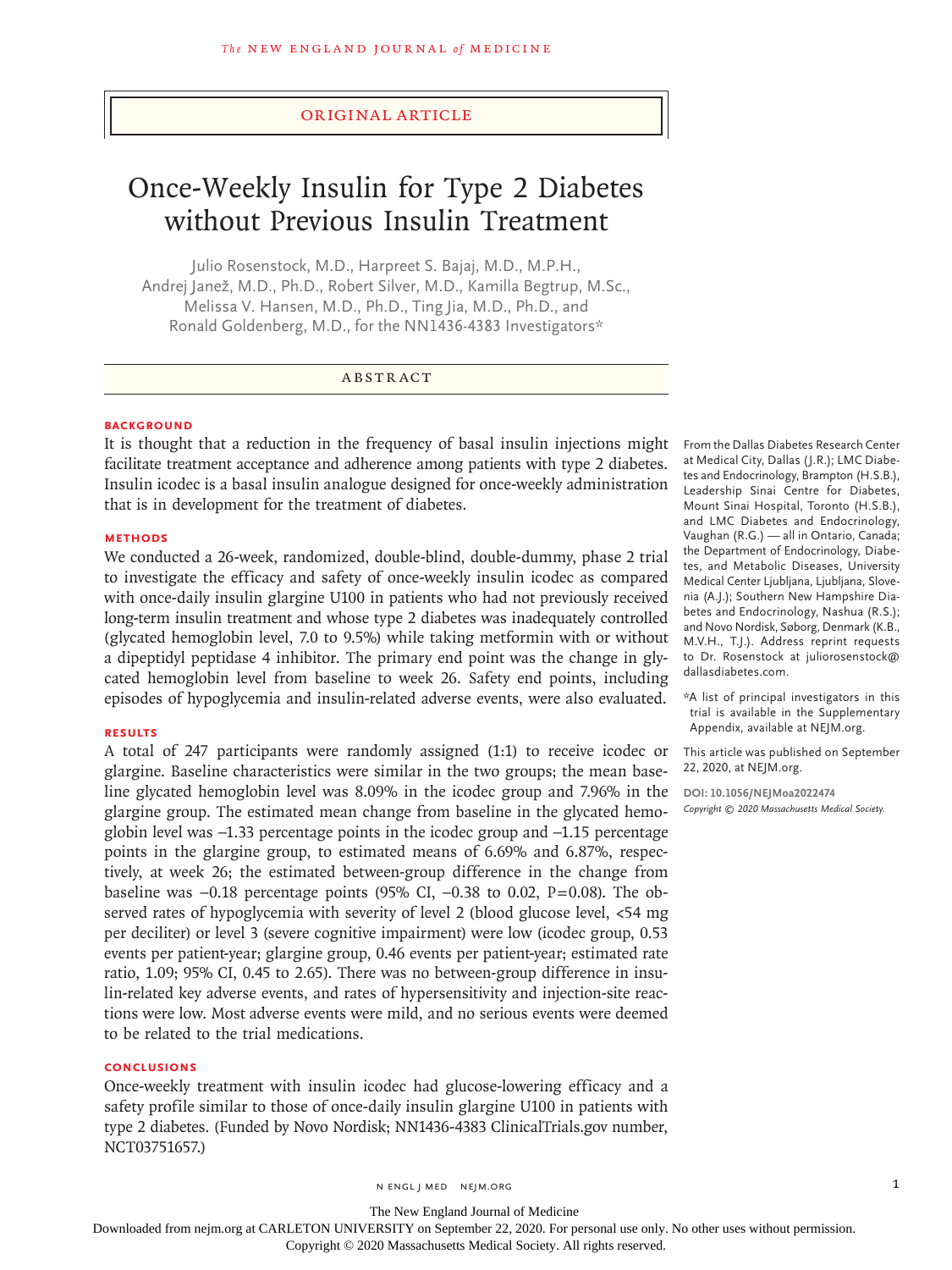Original Article

# Once-Weekly Insulin for Type 2 Diabetes without Previous Insulin Treatment

Julio Rosenstock, M.D., Harpreet S. Bajaj, M.D., M.P.H., Andrej Janež, M.D., Ph.D., Robert Silver, M.D., Kamilla Begtrup, M.Sc., Melissa V. Hansen, M.D., Ph.D., Ting Jia, M.D., Ph.D., and Ronald Goldenberg, M.D., for the NN1436-4383 Investigators*

## Abstract

### Background

It is thought that a reduction in the frequency of basal insulin injections might facilitate treatment acceptance and adherence among patients with type 2 diabetes. Insulin icodec is a basal insulin analogue designed for once-weekly administration that is in development for the treatment of diabetes.

### Methods

We conducted a 26-week, randomized, double-blind, double-dummy, phase 2 trial to investigate the efficacy and safety of once-weekly insulin icodec as compared with once-daily insulin glargine U100 in patients who had not previously received long-term insulin treatment and whose type 2 diabetes was inadequately controlled (glycated hemoglobin level, 7.0 to 9.5%) while taking metformin with or without a dipeptidyl peptidase 4 inhibitor. The primary end point was the change in glycated hemoglobin level from baseline to week 26. Safety end points, including episodes of hypoglycemia and insulin-related adverse events, were also evaluated.

### Results

A total of 247 participants were randomly assigned (1:1) to receive icodec or glargine. Baseline characteristics were similar in the two groups; the mean baseline glycated hemoglobin level was 8.09% in the icodec group and 7.96% in the glargine group. The estimated mean change from baseline in the glycated hemoglobin level was −1.33 percentage points in the icodec group and −1.15 percentage points in the glargine group, to estimated means of 6.69% and 6.87%, respectively, at week 26; the estimated between-group difference in the change from baseline was −0.18 percentage points (95% CI, −0.38 to 0.02, P=0.08). The observed rates of hypoglycemia with severity of level 2 (blood glucose level, <54 mg per deciliter) or level 3 (severe cognitive impairment) were low (icodec group, 0.53 events per patient-year; glargine group, 0.46 events per patient-year; estimated rate ratio, 1.09; 95% CI, 0.45 to 2.65). There was no between-group difference in insulin-related key adverse events, and rates of hypersensitivity and injection-site reactions were low. Most adverse events were mild, and no serious events were deemed to be related to the trial medications.

### Conclusions

Once-weekly treatment with insulin icodec had glucose-lowering efficacy and a safety profile similar to those of once-daily insulin glargine U100 in patients with type 2 diabetes. (Funded by Novo Nordisk; NN1436-4383 ClinicalTrials.gov number, NCT03751657.)

From the Dallas Diabetes Research Center at Medical City, Dallas (J.R.); LMC Diabetes and Endocrinology, Brampton (H.S.B.), Leadership Sinai Centre for Diabetes, Mount Sinai Hospital, Toronto (H.S.B.), and LMC Diabetes and Endocrinology, Vaughan (R.G.) — all in Ontario, Canada; the Department of Endocrinology, Diabetes, and Metabolic Diseases, University Medical Center Ljubljana, Ljubljana, Slovenia (A.J.); Southern New Hampshire Diabetes and Endocrinology, Nashua (R.S.); and Novo Nordisk, Søborg, Denmark (K.B., M.V.H., T.J.). Address reprint requests to Dr. Rosenstock at juliorosenstock@dallasdiabetes.com.

*A list of principal investigators in this trial is available in the Supplementary Appendix, available at NEJM.org.

This article was published on September 22, 2020, at NEJM.org.

DOI: 10.1056/NEJMoa2022474
*Copyright © 2020 Massachusetts Medical Society.*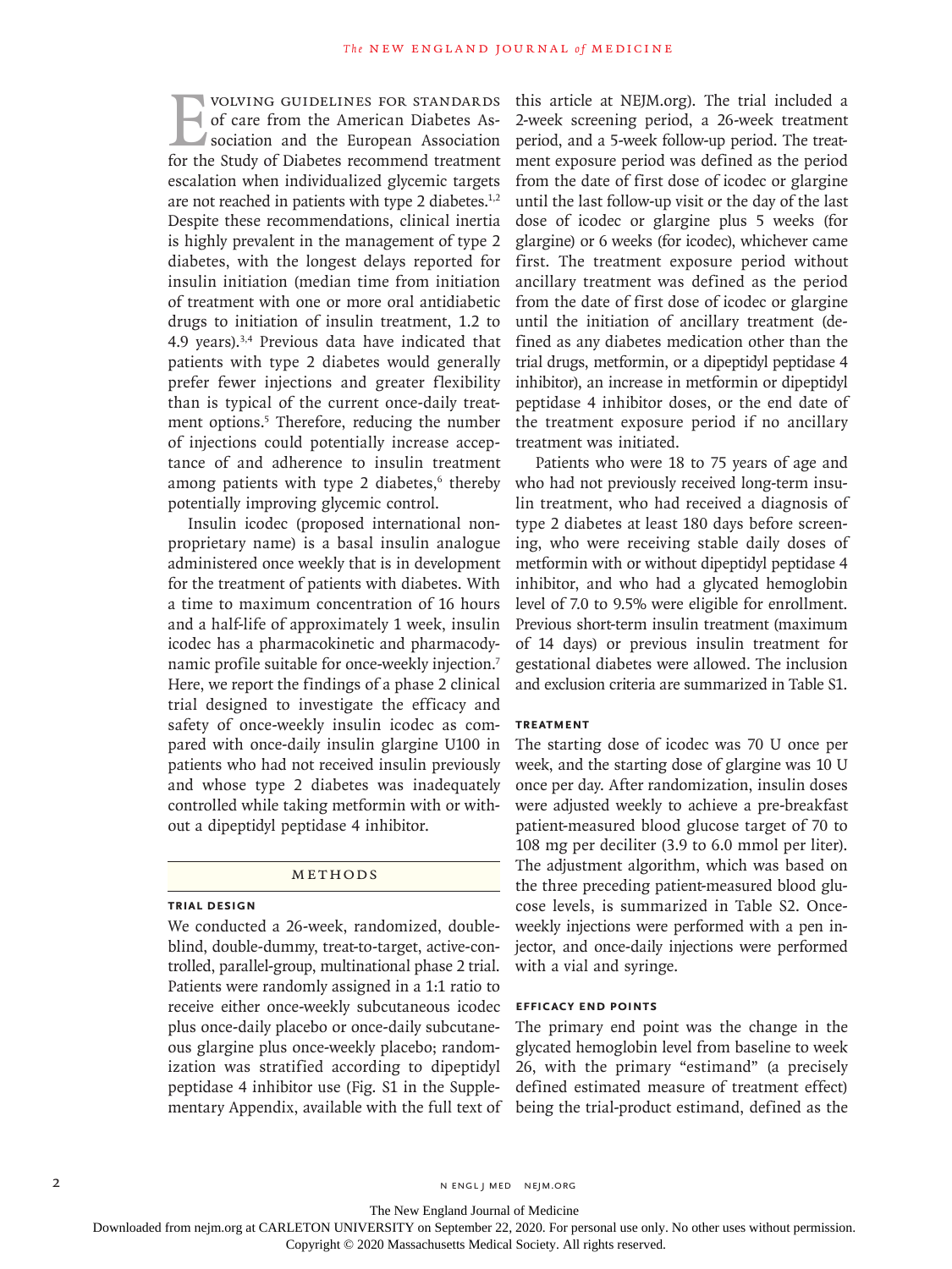Evolving guidelines for standards of care from the American Diabetes Association and the European Association for the Study of Diabetes recommend treatment escalation when individualized glycemic targets are not reached in patients with type 2 diabetes.[1,2] Despite these recommendations, clinical inertia is highly prevalent in the management of type 2 diabetes, with the longest delays reported for insulin initiation (median time from initiation of treatment with one or more oral antidiabetic drugs to initiation of insulin treatment, 1.2 to 4.9 years).[3,4] Previous data have indicated that patients with type 2 diabetes would generally prefer fewer injections and greater flexibility than is typical of the current once-daily treatment options.[5] Therefore, reducing the number of injections could potentially increase acceptance of and adherence to insulin treatment among patients with type 2 diabetes,[6] thereby potentially improving glycemic control.

Insulin icodec (proposed international nonproprietary name) is a basal insulin analogue administered once weekly that is in development for the treatment of patients with diabetes. With a time to maximum concentration of 16 hours and a half-life of approximately 1 week, insulin icodec has a pharmacokinetic and pharmacodynamic profile suitable for once-weekly injection.[7] Here, we report the findings of a phase 2 clinical trial designed to investigate the efficacy and safety of once-weekly insulin icodec as compared with once-daily insulin glargine U100 in patients who had not received insulin previously and whose type 2 diabetes was inadequately controlled while taking metformin with or without a dipeptidyl peptidase 4 inhibitor.

## Methods

### Trial Design

We conducted a 26-week, randomized, double-blind, double-dummy, treat-to-target, active-controlled, parallel-group, multinational phase 2 trial. Patients were randomly assigned in a 1:1 ratio to receive either once-weekly subcutaneous icodec plus once-daily placebo or once-daily subcutaneous glargine plus once-weekly placebo; randomization was stratified according to dipeptidyl peptidase 4 inhibitor use (Fig. S1 in the Supplementary Appendix, available with the full text of this article at NEJM.org). The trial included a 2-week screening period, a 26-week treatment period, and a 5-week follow-up period. The treatment exposure period was defined as the period from the date of first dose of icodec or glargine until the last follow-up visit or the day of the last dose of icodec or glargine plus 5 weeks (for glargine) or 6 weeks (for icodec), whichever came first. The treatment exposure period without ancillary treatment was defined as the period from the date of first dose of icodec or glargine until the initiation of ancillary treatment (defined as any diabetes medication other than the trial drugs, metformin, or a dipeptidyl peptidase 4 inhibitor), an increase in metformin or dipeptidyl peptidase 4 inhibitor doses, or the end date of the treatment exposure period if no ancillary treatment was initiated.

Patients who were 18 to 75 years of age and who had not previously received long-term insulin treatment, who had received a diagnosis of type 2 diabetes at least 180 days before screening, who were receiving stable daily doses of metformin with or without dipeptidyl peptidase 4 inhibitor, and who had a glycated hemoglobin level of 7.0 to 9.5% were eligible for enrollment. Previous short-term insulin treatment (maximum of 14 days) or previous insulin treatment for gestational diabetes were allowed. The inclusion and exclusion criteria are summarized in Table S1.

### Treatment

The starting dose of icodec was 70 U once per week, and the starting dose of glargine was 10 U once per day. After randomization, insulin doses were adjusted weekly to achieve a pre-breakfast patient-measured blood glucose target of 70 to 108 mg per deciliter (3.9 to 6.0 mmol per liter). The adjustment algorithm, which was based on the three preceding patient-measured blood glucose levels, is summarized in Table S2. Once-weekly injections were performed with a pen injector, and once-daily injections were performed with a vial and syringe.

### Efficacy End Points

The primary end point was the change in the glycated hemoglobin level from baseline to week 26, with the primary "estimand" (a precisely defined estimated measure of treatment effect) being the trial-product estimand, defined as the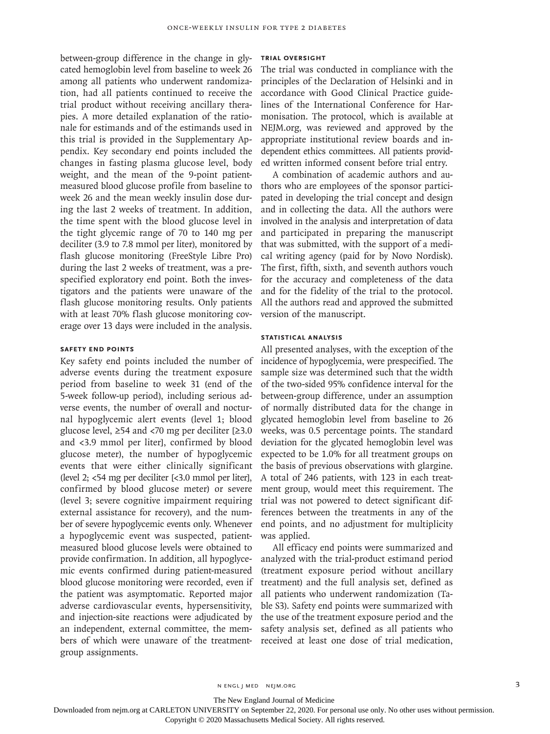between-group difference in the change in glycated hemoglobin level from baseline to week 26 among all patients who underwent randomization, had all patients continued to receive the trial product without receiving ancillary therapies. A more detailed explanation of the rationale for estimands and of the estimands used in this trial is provided in the Supplementary Appendix. Key secondary end points included the changes in fasting plasma glucose level, body weight, and the mean of the 9-point patient-measured blood glucose profile from baseline to week 26 and the mean weekly insulin dose during the last 2 weeks of treatment. In addition, the time spent with the blood glucose level in the tight glycemic range of 70 to 140 mg per deciliter (3.9 to 7.8 mmol per liter), monitored by flash glucose monitoring (FreeStyle Libre Pro) during the last 2 weeks of treatment, was a prespecified exploratory end point. Both the investigators and the patients were unaware of the flash glucose monitoring results. Only patients with at least 70% flash glucose monitoring coverage over 13 days were included in the analysis.

### Safety End Points

Key safety end points included the number of adverse events during the treatment exposure period from baseline to week 31 (end of the 5-week follow-up period), including serious adverse events, the number of overall and nocturnal hypoglycemic alert events (level 1; blood glucose level, ≥54 and <70 mg per deciliter [≥3.0 and <3.9 mmol per liter], confirmed by blood glucose meter), the number of hypoglycemic events that were either clinically significant (level 2; <54 mg per deciliter [<3.0 mmol per liter], confirmed by blood glucose meter) or severe (level 3; severe cognitive impairment requiring external assistance for recovery), and the number of severe hypoglycemic events only. Whenever a hypoglycemic event was suspected, patient-measured blood glucose levels were obtained to provide confirmation. In addition, all hypoglycemic events confirmed during patient-measured blood glucose monitoring were recorded, even if the patient was asymptomatic. Reported major adverse cardiovascular events, hypersensitivity, and injection-site reactions were adjudicated by an independent, external committee, the members of which were unaware of the treatment-group assignments.

### Trial Oversight

The trial was conducted in compliance with the principles of the Declaration of Helsinki and in accordance with Good Clinical Practice guidelines of the International Conference for Harmonisation. The protocol, which is available at NEJM.org, was reviewed and approved by the appropriate institutional review boards and independent ethics committees. All patients provided written informed consent before trial entry.

A combination of academic authors and authors who are employees of the sponsor participated in developing the trial concept and design and in collecting the data. All the authors were involved in the analysis and interpretation of data and participated in preparing the manuscript that was submitted, with the support of a medical writing agency (paid for by Novo Nordisk). The first, fifth, sixth, and seventh authors vouch for the accuracy and completeness of the data and for the fidelity of the trial to the protocol. All the authors read and approved the submitted version of the manuscript.

### Statistical Analysis

All presented analyses, with the exception of the incidence of hypoglycemia, were prespecified. The sample size was determined such that the width of the two-sided 95% confidence interval for the between-group difference, under an assumption of normally distributed data for the change in glycated hemoglobin level from baseline to 26 weeks, was 0.5 percentage points. The standard deviation for the glycated hemoglobin level was expected to be 1.0% for all treatment groups on the basis of previous observations with glargine. A total of 246 patients, with 123 in each treatment group, would meet this requirement. The trial was not powered to detect significant differences between the treatments in any of the end points, and no adjustment for multiplicity was applied.

All efficacy end points were summarized and analyzed with the trial-product estimand period (treatment exposure period without ancillary treatment) and the full analysis set, defined as all patients who underwent randomization (Table S3). Safety end points were summarized with the use of the treatment exposure period and the safety analysis set, defined as all patients who received at least one dose of trial medication,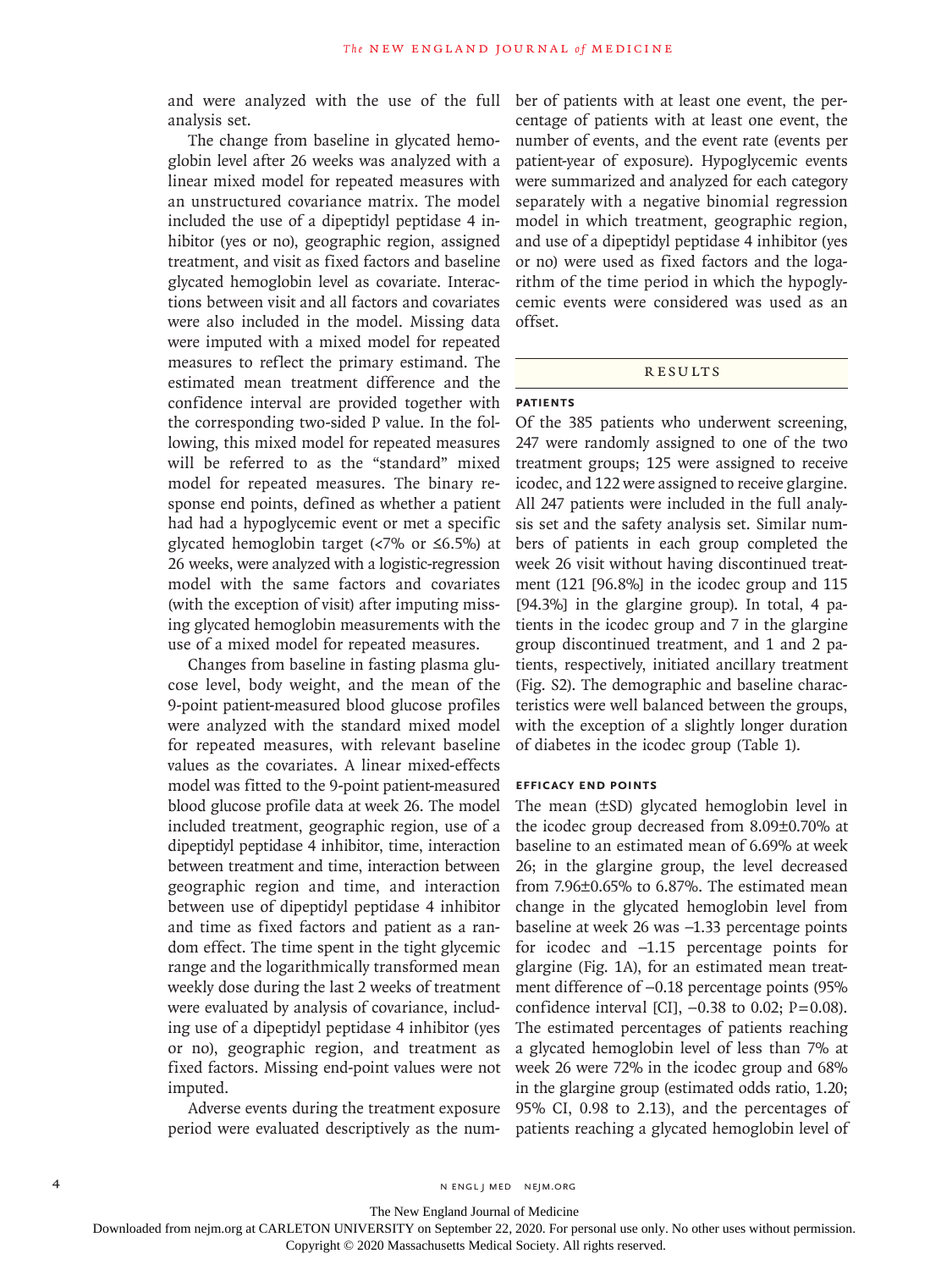and were analyzed with the use of the full analysis set.

The change from baseline in glycated hemoglobin level after 26 weeks was analyzed with a linear mixed model for repeated measures with an unstructured covariance matrix. The model included the use of a dipeptidyl peptidase 4 inhibitor (yes or no), geographic region, assigned treatment, and visit as fixed factors and baseline glycated hemoglobin level as covariate. Interactions between visit and all factors and covariates were also included in the model. Missing data were imputed with a mixed model for repeated measures to reflect the primary estimand. The estimated mean treatment difference and the confidence interval are provided together with the corresponding two-sided P value. In the following, this mixed model for repeated measures will be referred to as the "standard" mixed model for repeated measures. The binary response end points, defined as whether a patient had had a hypoglycemic event or met a specific glycated hemoglobin target (<7% or ≤6.5%) at 26 weeks, were analyzed with a logistic-regression model with the same factors and covariates (with the exception of visit) after imputing missing glycated hemoglobin measurements with the use of a mixed model for repeated measures.

Changes from baseline in fasting plasma glucose level, body weight, and the mean of the 9-point patient-measured blood glucose profiles were analyzed with the standard mixed model for repeated measures, with relevant baseline values as the covariates. A linear mixed-effects model was fitted to the 9-point patient-measured blood glucose profile data at week 26. The model included treatment, geographic region, use of a dipeptidyl peptidase 4 inhibitor, time, interaction between treatment and time, interaction between geographic region and time, and interaction between use of dipeptidyl peptidase 4 inhibitor and time as fixed factors and patient as a random effect. The time spent in the tight glycemic range and the logarithmically transformed mean weekly dose during the last 2 weeks of treatment were evaluated by analysis of covariance, including use of a dipeptidyl peptidase 4 inhibitor (yes or no), geographic region, and treatment as fixed factors. Missing end-point values were not imputed.

Adverse events during the treatment exposure period were evaluated descriptively as the number of patients with at least one event, the percentage of patients with at least one event, the number of events, and the event rate (events per patient-year of exposure). Hypoglycemic events were summarized and analyzed for each category separately with a negative binomial regression model in which treatment, geographic region, and use of a dipeptidyl peptidase 4 inhibitor (yes or no) were used as fixed factors and the logarithm of the time period in which the hypoglycemic events were considered was used as an offset.

## RESULTS

### PATIENTS

Of the 385 patients who underwent screening, 247 were randomly assigned to one of the two treatment groups; 125 were assigned to receive icodec, and 122 were assigned to receive glargine. All 247 patients were included in the full analysis set and the safety analysis set. Similar numbers of patients in each group completed the week 26 visit without having discontinued treatment (121 [96.8%] in the icodec group and 115 [94.3%] in the glargine group). In total, 4 patients in the icodec group and 7 in the glargine group discontinued treatment, and 1 and 2 patients, respectively, initiated ancillary treatment (Fig. S2). The demographic and baseline characteristics were well balanced between the groups, with the exception of a slightly longer duration of diabetes in the icodec group (Table 1).

### EFFICACY END POINTS

The mean (±SD) glycated hemoglobin level in the icodec group decreased from 8.09±0.70% at baseline to an estimated mean of 6.69% at week 26; in the glargine group, the level decreased from 7.96±0.65% to 6.87%. The estimated mean change in the glycated hemoglobin level from baseline at week 26 was −1.33 percentage points for icodec and −1.15 percentage points for glargine (Fig. 1A), for an estimated mean treatment difference of −0.18 percentage points (95% confidence interval [CI], −0.38 to 0.02; P=0.08). The estimated percentages of patients reaching a glycated hemoglobin level of less than 7% at week 26 were 72% in the icodec group and 68% in the glargine group (estimated odds ratio, 1.20; 95% CI, 0.98 to 2.13), and the percentages of patients reaching a glycated hemoglobin level of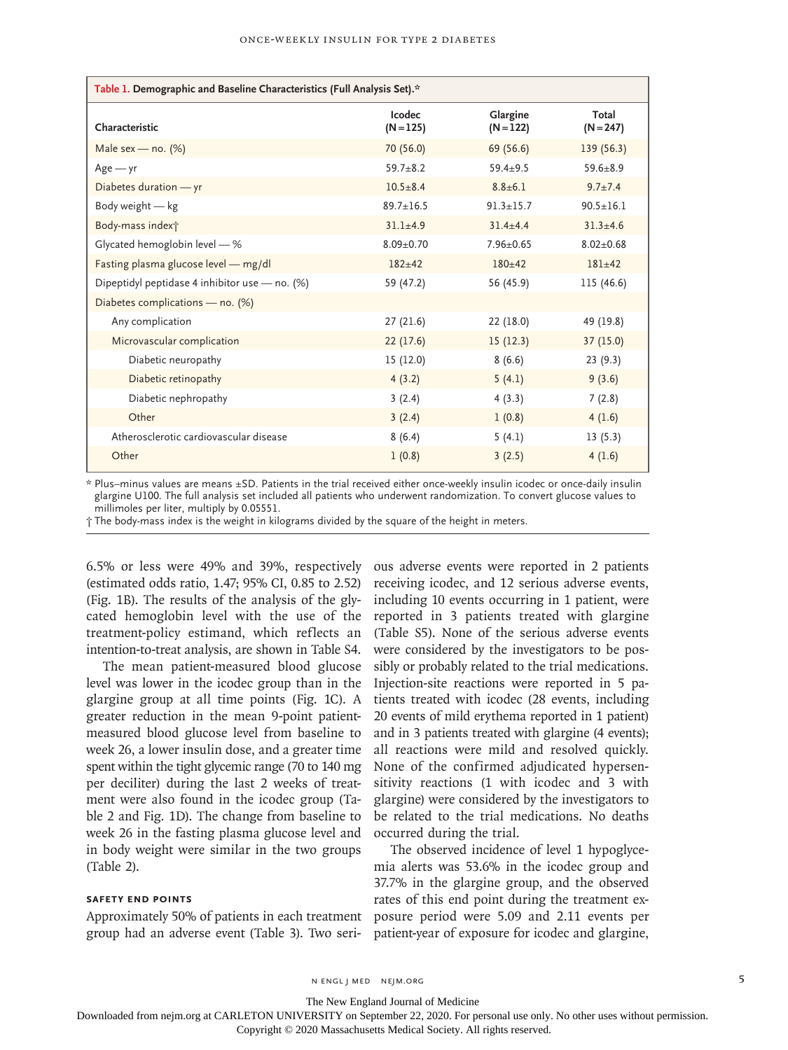**Table 1. Demographic and Baseline Characteristics (Full Analysis Set).***

| Characteristic | Icodec (N=125) | Glargine (N=122) | Total (N=247) |
|---|---|---|---|
| Male sex — no. (%) | 70 (56.0) | 69 (56.6) | 139 (56.3) |
| Age — yr | 59.7±8.2 | 59.4±9.5 | 59.6±8.9 |
| Diabetes duration — yr | 10.5±8.4 | 8.8±6.1 | 9.7±7.4 |
| Body weight — kg | 89.7±16.5 | 91.3±15.7 | 90.5±16.1 |
| Body-mass index† | 31.1±4.9 | 31.4±4.4 | 31.3±4.6 |
| Glycated hemoglobin level — % | 8.09±0.70 | 7.96±0.65 | 8.02±0.68 |
| Fasting plasma glucose level — mg/dl | 182±42 | 180±42 | 181±42 |
| Dipeptidyl peptidase 4 inhibitor use — no. (%) | 59 (47.2) | 56 (45.9) | 115 (46.6) |
| Diabetes complications — no. (%) | | | |
| Any complication | 27 (21.6) | 22 (18.0) | 49 (19.8) |
| Microvascular complication | 22 (17.6) | 15 (12.3) | 37 (15.0) |
| Diabetic neuropathy | 15 (12.0) | 8 (6.6) | 23 (9.3) |
| Diabetic retinopathy | 4 (3.2) | 5 (4.1) | 9 (3.6) |
| Diabetic nephropathy | 3 (2.4) | 4 (3.3) | 7 (2.8) |
| Other | 3 (2.4) | 1 (0.8) | 4 (1.6) |
| Atherosclerotic cardiovascular disease | 8 (6.4) | 5 (4.1) | 13 (5.3) |
| Other | 1 (0.8) | 3 (2.5) | 4 (1.6) |

\* Plus–minus values are means ±SD. Patients in the trial received either once-weekly insulin icodec or once-daily insulin glargine U100. The full analysis set included all patients who underwent randomization. To convert glucose values to millimoles per liter, multiply by 0.05551.

† The body-mass index is the weight in kilograms divided by the square of the height in meters.

6.5% or less were 49% and 39%, respectively (estimated odds ratio, 1.47; 95% CI, 0.85 to 2.52) (Fig. 1B). The results of the analysis of the glycated hemoglobin level with the use of the treatment-policy estimand, which reflects an intention-to-treat analysis, are shown in Table S4.

The mean patient-measured blood glucose level was lower in the icodec group than in the glargine group at all time points (Fig. 1C). A greater reduction in the mean 9-point patient-measured blood glucose level from baseline to week 26, a lower insulin dose, and a greater time spent within the tight glycemic range (70 to 140 mg per deciliter) during the last 2 weeks of treatment were also found in the icodec group (Table 2 and Fig. 1D). The change from baseline to week 26 in the fasting plasma glucose level and in body weight were similar in the two groups (Table 2).

### SAFETY END POINTS

Approximately 50% of patients in each treatment group had an adverse event (Table 3). Two serious adverse events were reported in 2 patients receiving icodec, and 12 serious adverse events, including 10 events occurring in 1 patient, were reported in 3 patients treated with glargine (Table S5). None of the serious adverse events were considered by the investigators to be possibly or probably related to the trial medications. Injection-site reactions were reported in 5 patients treated with icodec (28 events, including 20 events of mild erythema reported in 1 patient) and in 3 patients treated with glargine (4 events); all reactions were mild and resolved quickly. None of the confirmed adjudicated hypersensitivity reactions (1 with icodec and 3 with glargine) were considered by the investigators to be related to the trial medications. No deaths occurred during the trial.

The observed incidence of level 1 hypoglycemia alerts was 53.6% in the icodec group and 37.7% in the glargine group, and the observed rates of this end point during the treatment exposure period were 5.09 and 2.11 events per patient-year of exposure for icodec and glargine,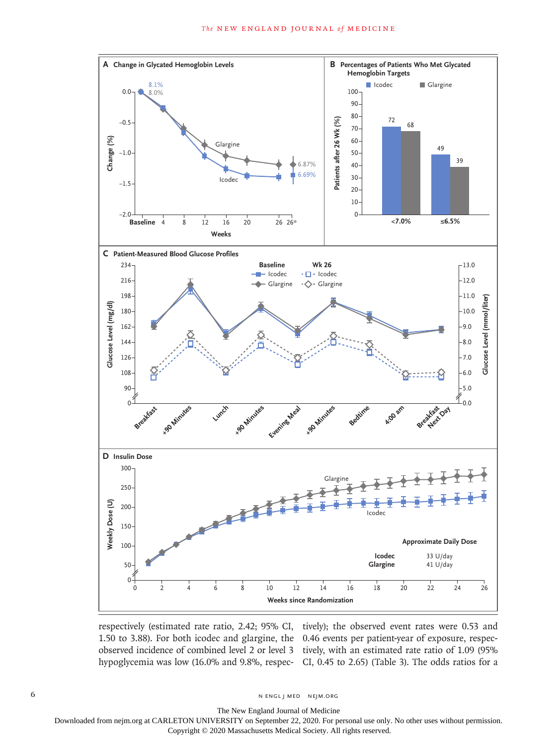respectively (estimated rate ratio, 2.42; 95% CI, 1.50 to 3.88). For both icodec and glargine, the observed incidence of combined level 2 or level 3 hypoglycemia was low (16.0% and 9.8%, respectively); the observed event rates were 0.53 and 0.46 events per patient-year of exposure, respectively, with an estimated rate ratio of 1.09 (95% CI, 0.45 to 2.65) (Table 3). The odds ratios for a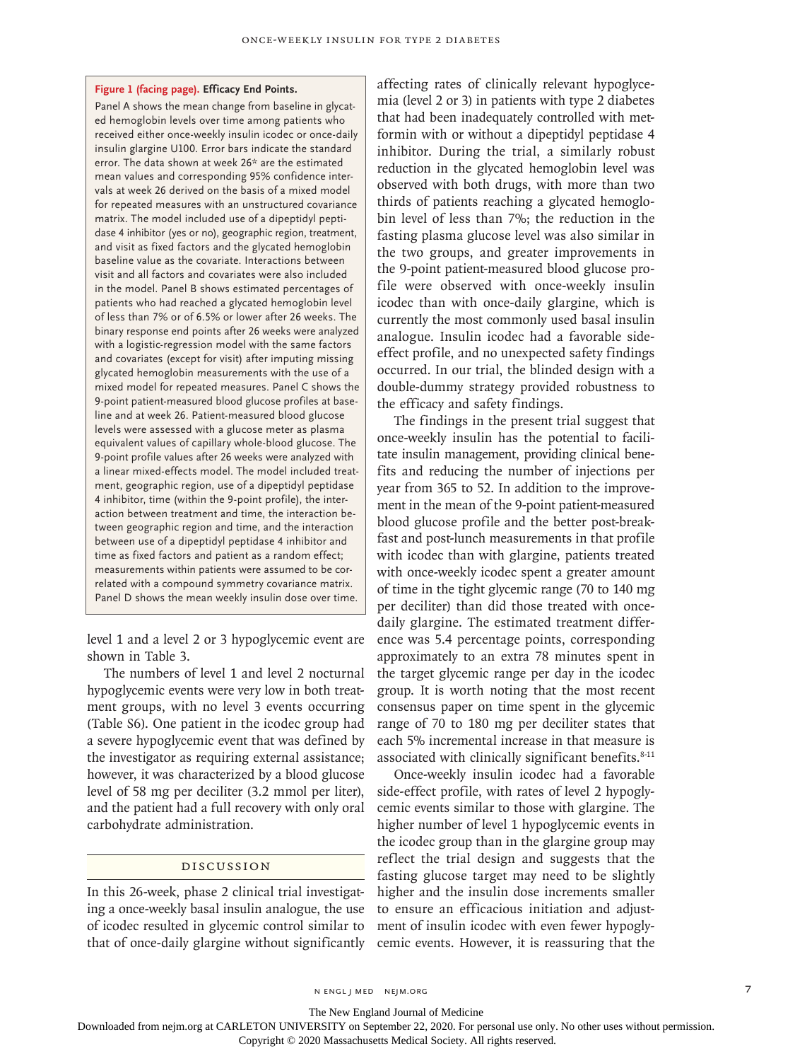**Figure 1 (facing page). Efficacy End Points.**

Panel A shows the mean change from baseline in glycated hemoglobin levels over time among patients who received either once-weekly insulin icodec or once-daily insulin glargine U100. Error bars indicate the standard error. The data shown at week 26* are the estimated mean values and corresponding 95% confidence intervals at week 26 derived on the basis of a mixed model for repeated measures with an unstructured covariance matrix. The model included use of a dipeptidyl peptidase 4 inhibitor (yes or no), geographic region, treatment, and visit as fixed factors and the glycated hemoglobin baseline value as the covariate. Interactions between visit and all factors and covariates were also included in the model. Panel B shows estimated percentages of patients who had reached a glycated hemoglobin level of less than 7% or of 6.5% or lower after 26 weeks. The binary response end points after 26 weeks were analyzed with a logistic-regression model with the same factors and covariates (except for visit) after imputing missing glycated hemoglobin measurements with the use of a mixed model for repeated measures. Panel C shows the 9-point patient-measured blood glucose profiles at baseline and at week 26. Patient-measured blood glucose levels were assessed with a glucose meter as plasma equivalent values of capillary whole-blood glucose. The 9-point profile values after 26 weeks were analyzed with a linear mixed-effects model. The model included treatment, geographic region, use of a dipeptidyl peptidase 4 inhibitor, time (within the 9-point profile), the interaction between treatment and time, the interaction between geographic region and time, and the interaction between use of a dipeptidyl peptidase 4 inhibitor and time as fixed factors and patient as a random effect; measurements within patients were assumed to be correlated with a compound symmetry covariance matrix. Panel D shows the mean weekly insulin dose over time.

level 1 and a level 2 or 3 hypoglycemic event are shown in Table 3.

The numbers of level 1 and level 2 nocturnal hypoglycemic events were very low in both treatment groups, with no level 3 events occurring (Table S6). One patient in the icodec group had a severe hypoglycemic event that was defined by the investigator as requiring external assistance; however, it was characterized by a blood glucose level of 58 mg per deciliter (3.2 mmol per liter), and the patient had a full recovery with only oral carbohydrate administration.

## Discussion

In this 26-week, phase 2 clinical trial investigating a once-weekly basal insulin analogue, the use of icodec resulted in glycemic control similar to that of once-daily glargine without significantly affecting rates of clinically relevant hypoglycemia (level 2 or 3) in patients with type 2 diabetes that had been inadequately controlled with metformin with or without a dipeptidyl peptidase 4 inhibitor. During the trial, a similarly robust reduction in the glycated hemoglobin level was observed with both drugs, with more than two thirds of patients reaching a glycated hemoglobin level of less than 7%; the reduction in the fasting plasma glucose level was also similar in the two groups, and greater improvements in the 9-point patient-measured blood glucose profile were observed with once-weekly insulin icodec than with once-daily glargine, which is currently the most commonly used basal insulin analogue. Insulin icodec had a favorable side-effect profile, and no unexpected safety findings occurred. In our trial, the blinded design with a double-dummy strategy provided robustness to the efficacy and safety findings.

The findings in the present trial suggest that once-weekly insulin has the potential to facilitate insulin management, providing clinical benefits and reducing the number of injections per year from 365 to 52. In addition to the improvement in the mean of the 9-point patient-measured blood glucose profile and the better post-breakfast and post-lunch measurements in that profile with icodec than with glargine, patients treated with once-weekly icodec spent a greater amount of time in the tight glycemic range (70 to 140 mg per deciliter) than did those treated with once-daily glargine. The estimated treatment difference was 5.4 percentage points, corresponding approximately to an extra 78 minutes spent in the target glycemic range per day in the icodec group. It is worth noting that the most recent consensus paper on time spent in the glycemic range of 70 to 180 mg per deciliter states that each 5% incremental increase in that measure is associated with clinically significant benefits.[8-11]

Once-weekly insulin icodec had a favorable side-effect profile, with rates of level 2 hypoglycemic events similar to those with glargine. The higher number of level 1 hypoglycemic events in the icodec group than in the glargine group may reflect the trial design and suggests that the fasting glucose target may need to be slightly higher and the insulin dose increments smaller to ensure an efficacious initiation and adjustment of insulin icodec with even fewer hypoglycemic events. However, it is reassuring that the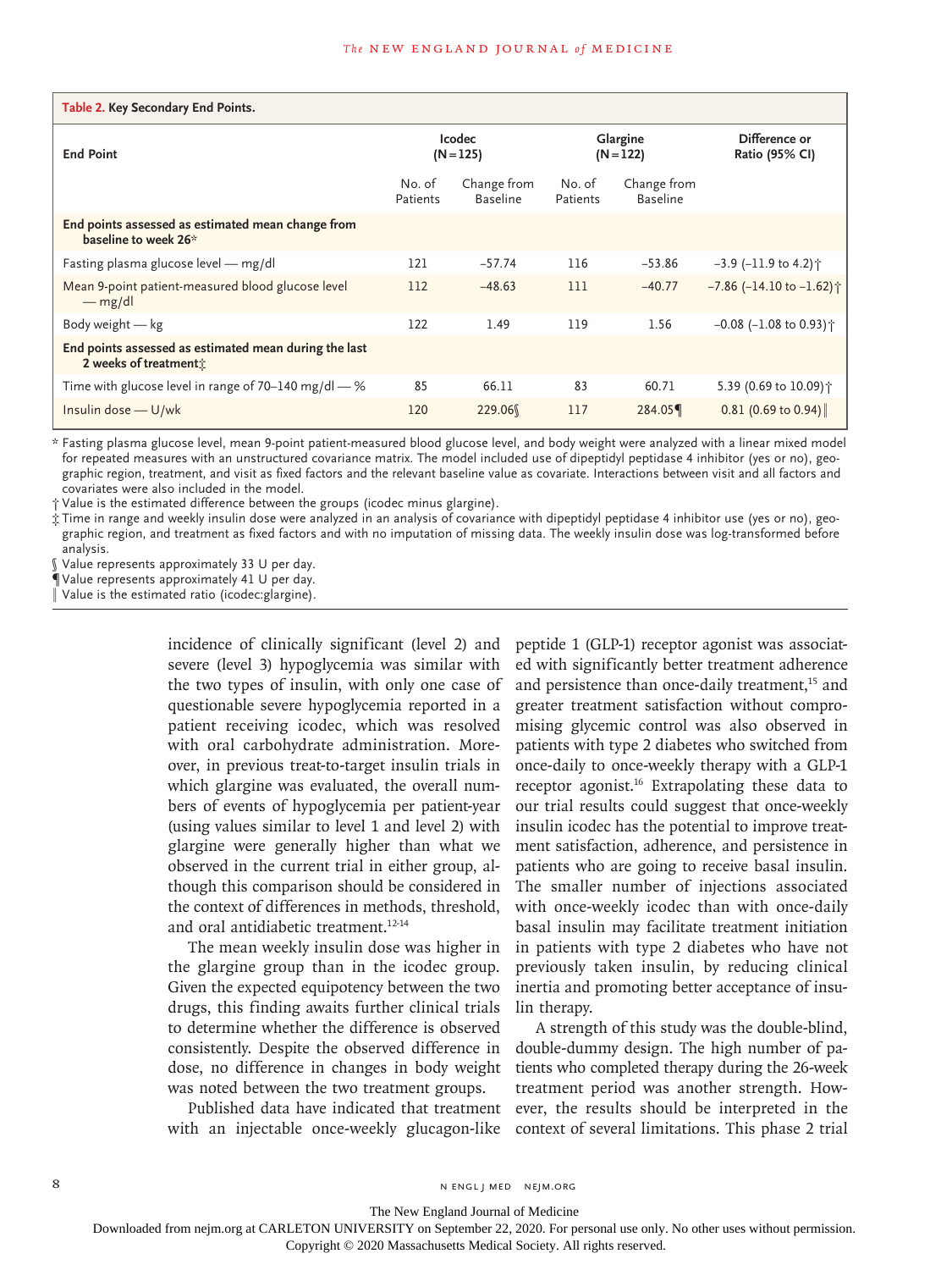**Table 2. Key Secondary End Points.**

| End Point | Icodec (N=125) | | Glargine (N=122) | | Difference or Ratio (95% CI) |
|---|---|---|---|---|---|
| | No. of Patients | Change from Baseline | No. of Patients | Change from Baseline | |
| **End points assessed as estimated mean change from baseline to week 26*** | | | | | |
| Fasting plasma glucose level — mg/dl | 121 | −57.74 | 116 | −53.86 | −3.9 (−11.9 to 4.2)† |
| Mean 9-point patient-measured blood glucose level — mg/dl | 112 | −48.63 | 111 | −40.77 | −7.86 (−14.10 to −1.62)† |
| Body weight — kg | 122 | 1.49 | 119 | 1.56 | −0.08 (−1.08 to 0.93)† |
| **End points assessed as estimated mean during the last 2 weeks of treatment‡** | | | | | |
| Time with glucose level in range of 70–140 mg/dl — % | 85 | 66.11 | 83 | 60.71 | 5.39 (0.69 to 10.09)† |
| Insulin dose — U/wk | 120 | 229.06§ | 117 | 284.05¶ | 0.81 (0.69 to 0.94)‖ |

\* Fasting plasma glucose level, mean 9-point patient-measured blood glucose level, and body weight were analyzed with a linear mixed model for repeated measures with an unstructured covariance matrix. The model included use of dipeptidyl peptidase 4 inhibitor (yes or no), geographic region, treatment, and visit as fixed factors and the relevant baseline value as covariate. Interactions between visit and all factors and covariates were also included in the model.

† Value is the estimated difference between the groups (icodec minus glargine).

‡ Time in range and weekly insulin dose were analyzed in an analysis of covariance with dipeptidyl peptidase 4 inhibitor use (yes or no), geographic region, and treatment as fixed factors and with no imputation of missing data. The weekly insulin dose was log-transformed before analysis.

§ Value represents approximately 33 U per day.

¶ Value represents approximately 41 U per day.

‖ Value is the estimated ratio (icodec:glargine).

incidence of clinically significant (level 2) and severe (level 3) hypoglycemia was similar with the two types of insulin, with only one case of questionable severe hypoglycemia reported in a patient receiving icodec, which was resolved with oral carbohydrate administration. Moreover, in previous treat-to-target insulin trials in which glargine was evaluated, the overall numbers of events of hypoglycemia per patient-year (using values similar to level 1 and level 2) with glargine were generally higher than what we observed in the current trial in either group, although this comparison should be considered in the context of differences in methods, threshold, and oral antidiabetic treatment.[12-14]

The mean weekly insulin dose was higher in the glargine group than in the icodec group. Given the expected equipotency between the two drugs, this finding awaits further clinical trials to determine whether the difference is observed consistently. Despite the observed difference in dose, no difference in changes in body weight was noted between the two treatment groups.

Published data have indicated that treatment with an injectable once-weekly glucagon-like peptide 1 (GLP-1) receptor agonist was associated with significantly better treatment adherence and persistence than once-daily treatment,[15] and greater treatment satisfaction without compromising glycemic control was also observed in patients with type 2 diabetes who switched from once-daily to once-weekly therapy with a GLP-1 receptor agonist.[16] Extrapolating these data to our trial results could suggest that once-weekly insulin icodec has the potential to improve treatment satisfaction, adherence, and persistence in patients who are going to receive basal insulin. The smaller number of injections associated with once-weekly icodec than with once-daily basal insulin may facilitate treatment initiation in patients with type 2 diabetes who have not previously taken insulin, by reducing clinical inertia and promoting better acceptance of insulin therapy.

A strength of this study was the double-blind, double-dummy design. The high number of patients who completed therapy during the 26-week treatment period was another strength. However, the results should be interpreted in the context of several limitations. This phase 2 trial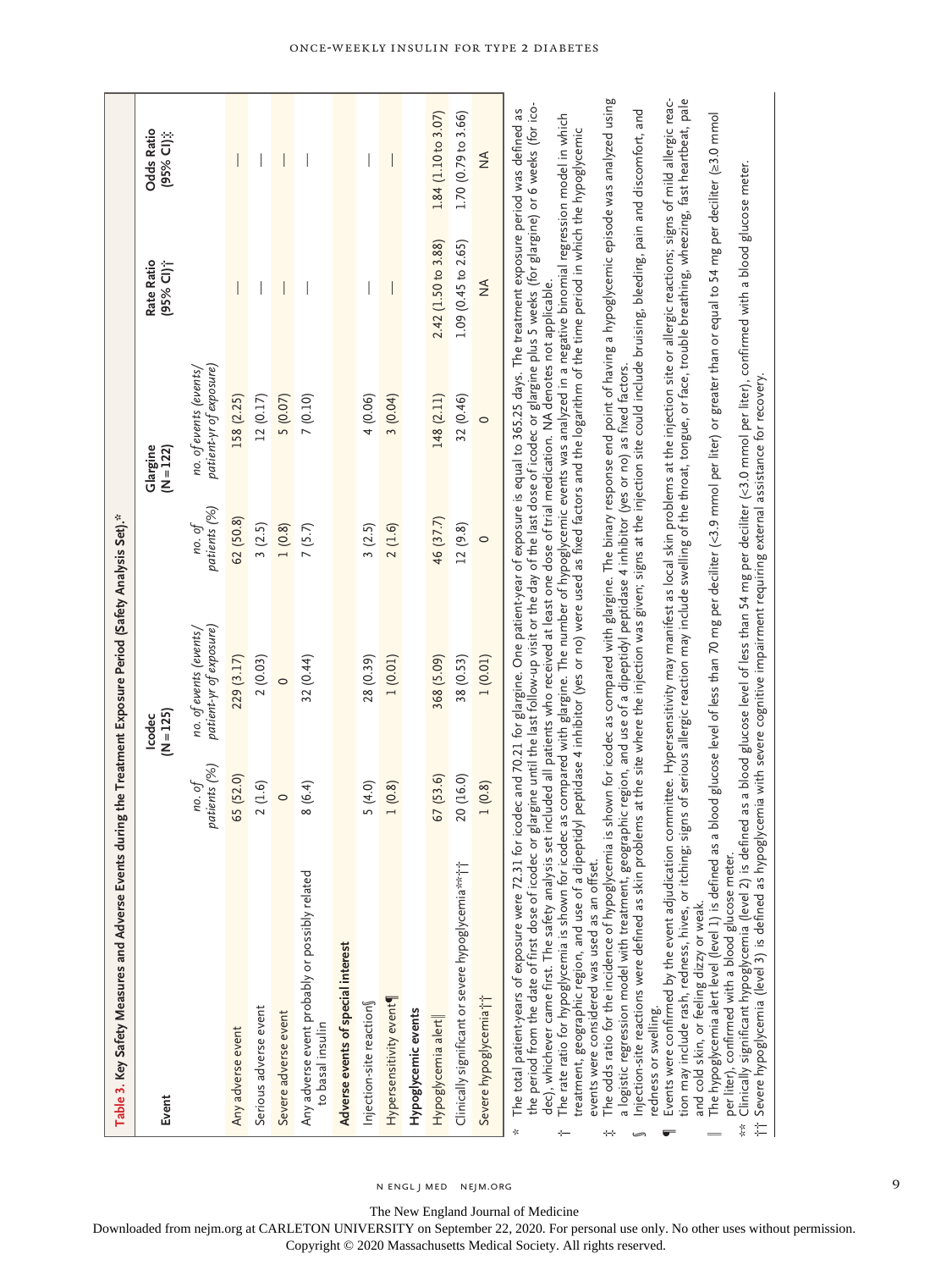Table 3. Key Safety Measures and Adverse Events during the Treatment Exposure Period (Safety Analysis Set).*

| Event | Icodec (N=125) | | Glargine (N=122) | | Rate Ratio (95% CI)† | Odds Ratio (95% CI)‡ |
|---|---|---|---|---|---|---|
| | no. of patients (%) | no. of events (events/patient-yr of exposure) | no. of patients (%) | no. of events (events/patient-yr of exposure) | | |
| Any adverse event | 65 (52.0) | 229 (3.17) | 62 (50.8) | 158 (2.25) | — | — |
| Serious adverse event | 2 (1.6) | 2 (0.03) | 3 (2.5) | 12 (0.17) | — | — |
| Severe adverse event | 0 | 0 | 1 (0.8) | 5 (0.07) | — | — |
| Any adverse event probably or possibly related to basal insulin | 8 (6.4) | 32 (0.44) | 7 (5.7) | 7 (0.10) | — | — |
| **Adverse events of special interest** | | | | | | |
| Injection-site reaction§ | 5 (4.0) | 28 (0.39) | 3 (2.5) | 4 (0.06) | — | — |
| Hypersensitivity event¶ | 1 (0.8) | 1 (0.01) | 2 (1.6) | 3 (0.04) | — | — |
| **Hypoglycemic events** | | | | | | |
| Hypoglycemia alert‖ | 67 (53.6) | 368 (5.09) | 46 (37.7) | 148 (2.11) | 2.42 (1.50 to 3.88) | 1.84 (1.10 to 3.07) |
| Clinically significant or severe hypoglycemia**†† | 20 (16.0) | 38 (0.53) | 12 (9.8) | 32 (0.46) | 1.09 (0.45 to 2.65) | 1.70 (0.79 to 3.66) |
| Severe hypoglycemia†† | 1 (0.8) | 1 (0.01) | 0 | 0 | NA | NA |

\* The total patient-years of exposure were 72.31 for icodec and 70.21 for glargine. One patient-year of exposure is equal to 365.25 days. The treatment exposure period was defined as the period from the date of first dose of icodec or glargine until the last follow-up visit or the day of the last dose of icodec or glargine plus 5 weeks (for glargine) or 6 weeks (for icodec), whichever came first. The safety analysis set included all patients who received at least one dose of trial medication. NA denotes not applicable.

† The rate ratio for hypoglycemia is shown for icodec as compared with glargine. The number of hypoglycemic events was analyzed in a negative binomial regression model in which treatment, geographic region, and use of a dipeptidyl peptidase 4 inhibitor (yes or no) were used as fixed factors and the logarithm of the time period in which the hypoglycemic events were considered was used as an offset.

‡ The odds ratio for the incidence of hypoglycemia is shown for icodec as compared with glargine. The binary response end point of having a hypoglycemic episode was analyzed using a logistic regression model with treatment, geographic region, and use of a dipeptidyl peptidase 4 inhibitor (yes or no) as fixed factors.

§ Injection-site reactions were defined as skin problems at the site where the injection was given; signs at the injection site could include bruising, bleeding, pain and discomfort, and redness or swelling.

¶ Events were confirmed by the event adjudication committee. Hypersensitivity may manifest as local skin problems at the injection site or allergic reactions; signs of mild allergic reaction may include rash, redness, hives, or itching; signs of serious allergic reaction may include swelling of the throat, tongue, or face, trouble breathing, wheezing, fast heartbeat, pale and cold skin, or feeling dizzy or weak.

‖ The hypoglycemia alert level (level 1) is defined as a blood glucose level of less than 70 mg per deciliter (<3.9 mmol per liter) or greater than or equal to 54 mg per deciliter (≥3.0 mmol per liter), confirmed with a blood glucose meter.

\** Clinically significant hypoglycemia (level 2) is defined as a blood glucose level of less than 54 mg per deciliter (<3.0 mmol per liter), confirmed with a blood glucose meter.

†† Severe hypoglycemia (level 3) is defined as hypoglycemia with severe cognitive impairment requiring external assistance for recovery.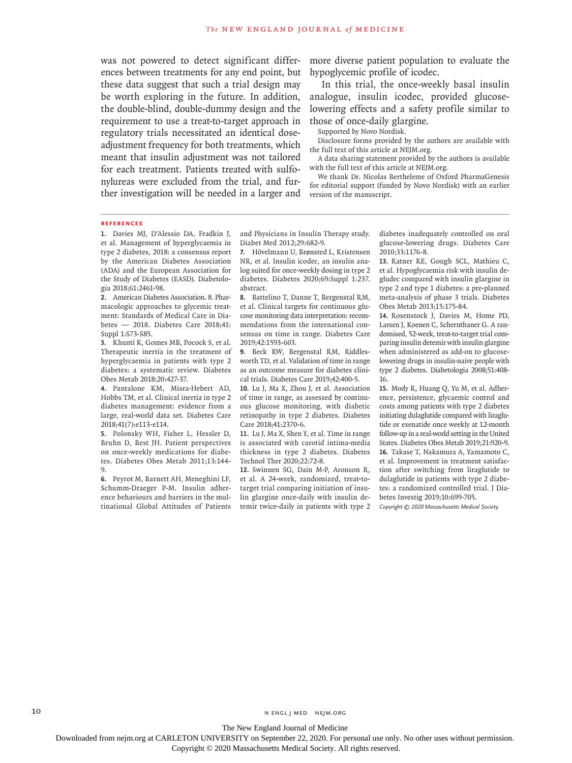was not powered to detect significant differences between treatments for any end point, but these data suggest that such a trial design may be worth exploring in the future. In addition, the double-blind, double-dummy design and the requirement to use a treat-to-target approach in regulatory trials necessitated an identical dose-adjustment frequency for both treatments, which meant that insulin adjustment was not tailored for each treatment. Patients treated with sulfonylureas were excluded from the trial, and further investigation will be needed in a larger and more diverse patient population to evaluate the hypoglycemic profile of icodec.

In this trial, the once-weekly basal insulin analogue, insulin icodec, provided glucose-lowering effects and a safety profile similar to those of once-daily glargine.

Supported by Novo Nordisk.

Disclosure forms provided by the authors are available with the full text of this article at NEJM.org.

A data sharing statement provided by the authors is available with the full text of this article at NEJM.org.

We thank Dr. Nicolas Bertheleme of Oxford PharmaGenesis for editorial support (funded by Novo Nordisk) with an earlier version of the manuscript.

## References

1. Davies MJ, D'Alessio DA, Fradkin J, et al. Management of hyperglycaemia in type 2 diabetes, 2018: a consensus report by the American Diabetes Association (ADA) and the European Association for the Study of Diabetes (EASD). Diabetologia 2018;61:2461-98.
2. American Diabetes Association. 8. Pharmacologic approaches to glycemic treatment: Standards of Medical Care in Diabetes — 2018. Diabetes Care 2018;41: Suppl 1:S73-S85.
3. Khunti K, Gomes MB, Pocock S, et al. Therapeutic inertia in the treatment of hyperglycaemia in patients with type 2 diabetes: a systematic review. Diabetes Obes Metab 2018;20:427-37.
4. Pantalone KM, Misra-Hebert AD, Hobbs TM, et al. Clinical inertia in type 2 diabetes management: evidence from a large, real-world data set. Diabetes Care 2018;41(7):e113-e114.
5. Polonsky WH, Fisher L, Hessler D, Bruhn D, Best JH. Patient perspectives on once-weekly medications for diabetes. Diabetes Obes Metab 2011;13:144-9.
6. Peyrot M, Barnett AH, Meneghini LF, Schumm-Draeger P-M. Insulin adherence behaviours and barriers in the multinational Global Attitudes of Patients and Physicians in Insulin Therapy study. Diabet Med 2012;29:682-9.
7. Hövelmann U, Brønsted L, Kristensen NR, et al. Insulin icodec, an insulin analog suited for once-weekly dosing in type 2 diabetes. Diabetes 2020;69:Suppl 1:237. abstract.
8. Battelino T, Danne T, Bergenstal RM, et al. Clinical targets for continuous glucose monitoring data interpretation: recommendations from the international consensus on time in range. Diabetes Care 2019;42:1593-603.
9. Beck RW, Bergenstal RM, Riddlesworth TD, et al. Validation of time in range as an outcome measure for diabetes clinical trials. Diabetes Care 2019;42:400-5.
10. Lu J, Ma X, Zhou J, et al. Association of time in range, as assessed by continuous glucose monitoring, with diabetic retinopathy in type 2 diabetes. Diabetes Care 2018;41:2370-6.
11. Lu J, Ma X, Shen Y, et al. Time in range is associated with carotid intima-media thickness in type 2 diabetes. Diabetes Technol Ther 2020;22:72-8.
12. Swinnen SG, Dain M-P, Aronson R, et al. A 24-week, randomized, treat-to-target trial comparing initiation of insulin glargine once-daily with insulin detemir twice-daily in patients with type 2 diabetes inadequately controlled on oral glucose-lowering drugs. Diabetes Care 2010;33:1176-8.
13. Ratner RE, Gough SCL, Mathieu C, et al. Hypoglycaemia risk with insulin degludec compared with insulin glargine in type 2 and type 1 diabetes: a pre-planned meta-analysis of phase 3 trials. Diabetes Obes Metab 2013;15:175-84.
14. Rosenstock J, Davies M, Home PD, Larsen J, Koenen C, Schernthaner G. A randomised, 52-week, treat-to-target trial comparing insulin detemir with insulin glargine when administered as add-on to glucose-lowering drugs in insulin-naive people with type 2 diabetes. Diabetologia 2008;51:408-16.
15. Mody R, Huang Q, Yu M, et al. Adherence, persistence, glycaemic control and costs among patients with type 2 diabetes initiating dulaglutide compared with liraglutide or exenatide once weekly at 12-month follow-up in a real-world setting in the United States. Diabetes Obes Metab 2019;21:920-9.
16. Takase T, Nakamura A, Yamamoto C, et al. Improvement in treatment satisfaction after switching from liraglutide to dulaglutide in patients with type 2 diabetes: a randomized controlled trial. J Diabetes Investig 2019;10:699-705.

*Copyright © 2020 Massachusetts Medical Society.*